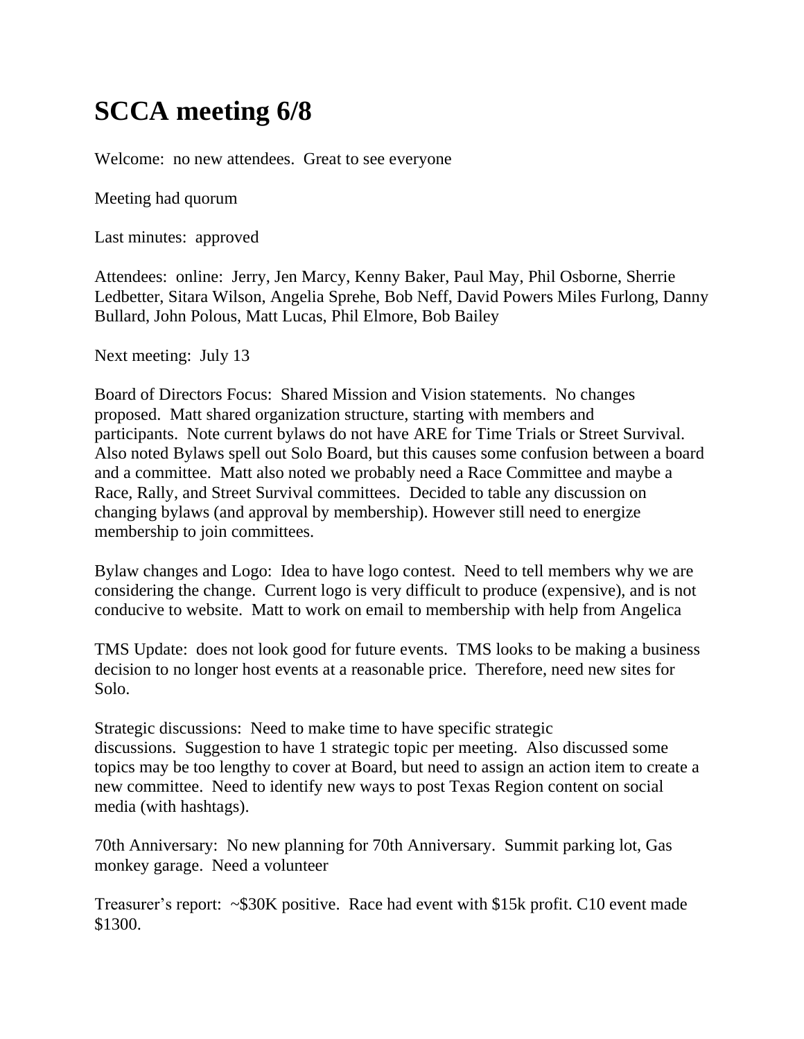# SCCA meeting 6/8

Welcome: no new attendees. Great to see everyone

Meeting had quorum

Last minutes: approved

Attendees: online: Jerry, Jen Marcy, Kenny Baker, Paul May, Phil Osborne, Sherrie Ledbetter, Sitara Wilson, Angelia Sprehe, Bob Neff, David Powers Miles Furlong, Danny Bullard, John Polous, Matt Lucas, Phil Elmore, Bob Bailey

Next meeting: July 13

Board of Directors Focus: Shared Mission and Vision statements. No changes proposed. Matt shared organization structure, starting with members and participants. Note current bylaws do not have ARE for Time Trials or Street Survival. Also noted Bylaws spell out Solo Board, but this causes some confusion between a board and a committee. Matt also noted we probably need a Race Committee and maybe a Race, Rally, and Street Survival committees. Decided to table any discussion on changing bylaws (and approval by membership). However still need to energize membership to join committees.

Bylaw changes and Logo: Idea to have logo contest. Need to tell members why we are considering the change. Current logo is very difficult to produce (expensive), and is not conducive to website. Matt to work on email to membership with help from Angelica

TMS Update: does not look good for future events. TMS looks to be making a business decision to no longer host events at a reasonable price. Therefore, need new sites for Solo.

Strategic discussions: Need to make time to have specific strategic discussions. Suggestion to have 1 strategic topic per meeting. Also discussed some topics may be too lengthy to cover at Board, but need to assign an action item to create a new committee. Need to identify new ways to post Texas Region content on social media (with hashtags).

70th Anniversary: No new planning for 70th Anniversary. Summit parking lot, Gas monkey garage. Need a volunteer

Treasurer's report: ~$30K positive. Race had event with $15k profit. C10 event made $1300.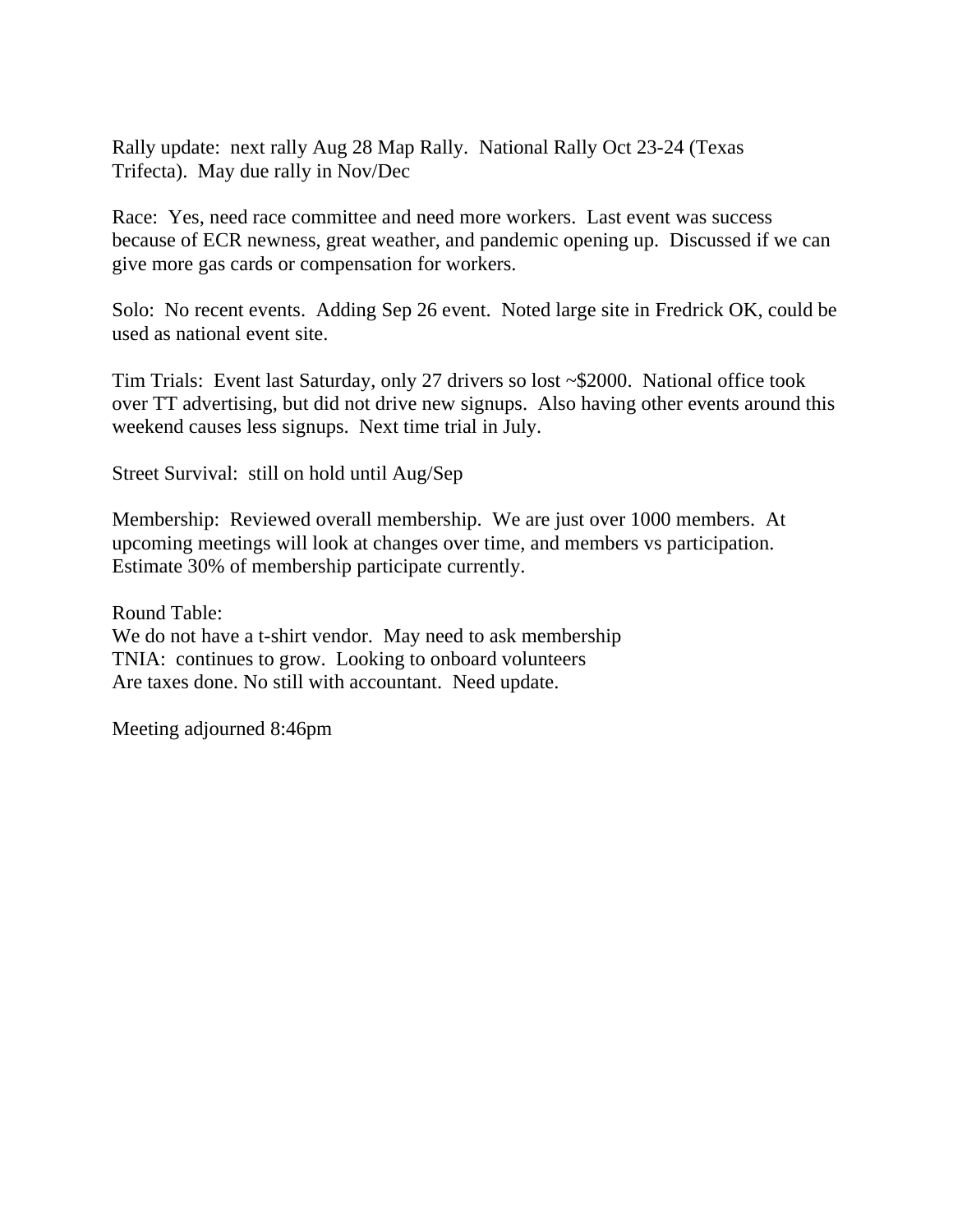Rally update: next rally Aug 28 Map Rally. National Rally Oct 23-24 (Texas Trifecta). May due rally in Nov/Dec

Race: Yes, need race committee and need more workers. Last event was success because of ECR newness, great weather, and pandemic opening up. Discussed if we can give more gas cards or compensation for workers.

Solo: No recent events. Adding Sep 26 event. Noted large site in Fredrick OK, could be used as national event site.

Tim Trials: Event last Saturday, only 27 drivers so lost ~$2000. National office took over TT advertising, but did not drive new signups. Also having other events around this weekend causes less signups. Next time trial in July.

Street Survival: still on hold until Aug/Sep

Membership: Reviewed overall membership. We are just over 1000 members. At upcoming meetings will look at changes over time, and members vs participation. Estimate 30% of membership participate currently.

Round Table:
We do not have a t-shirt vendor. May need to ask membership
TNIA: continues to grow. Looking to onboard volunteers
Are taxes done. No still with accountant. Need update.

Meeting adjourned 8:46pm